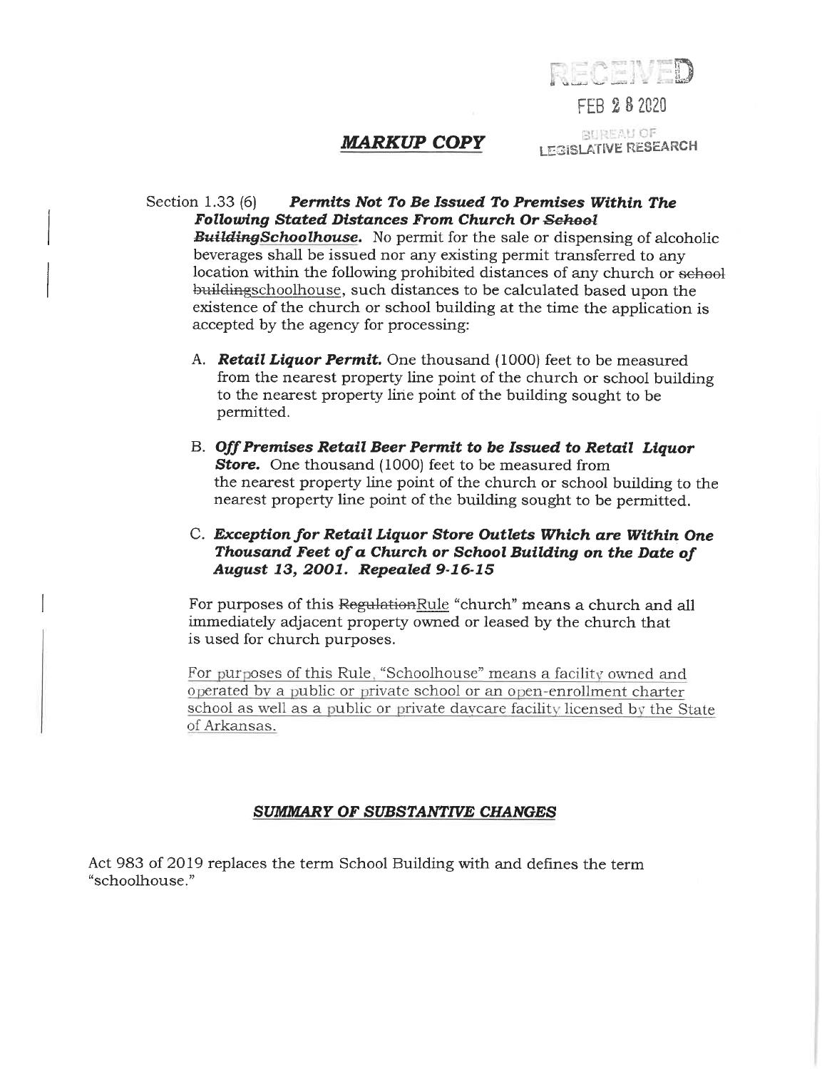RECEIVED

FEB 28 2020

BUREAU OF LEGISLATIVE RESEARCH

## *MARKUP COPY*

Section 1.33 (6) ***Permits Not To Be Issued To Premises Within The Following Stated Distances From Church Or ~~School Building~~Schoolhouse.*** No permit for the sale or dispensing of alcoholic beverages shall be issued nor any existing permit transferred to any location within the following prohibited distances of any church or ~~school building~~schoolhouse, such distances to be calculated based upon the existence of the church or school building at the time the application is accepted by the agency for processing:

A. ***Retail Liquor Permit.*** One thousand (1000) feet to be measured from the nearest property line point of the church or school building to the nearest property line point of the building sought to be permitted.

B. ***Off Premises Retail Beer Permit to be Issued to Retail Liquor Store.*** One thousand (1000) feet to be measured from the nearest property line point of the church or school building to the nearest property line point of the building sought to be permitted.

C. ***Exception for Retail Liquor Store Outlets Which are Within One Thousand Feet of a Church or School Building on the Date of August 13, 2001. Repealed 9-16-15***

For purposes of this ~~Regulation~~Rule "church" means a church and all immediately adjacent property owned or leased by the church that is used for church purposes.

For purposes of this Rule, "Schoolhouse" means a facility owned and operated by a public or private school or an open-enrollment charter school as well as a public or private daycare facility licensed by the State of Arkansas.

### *SUMMARY OF SUBSTANTIVE CHANGES*

Act 983 of 2019 replaces the term School Building with and defines the term "schoolhouse."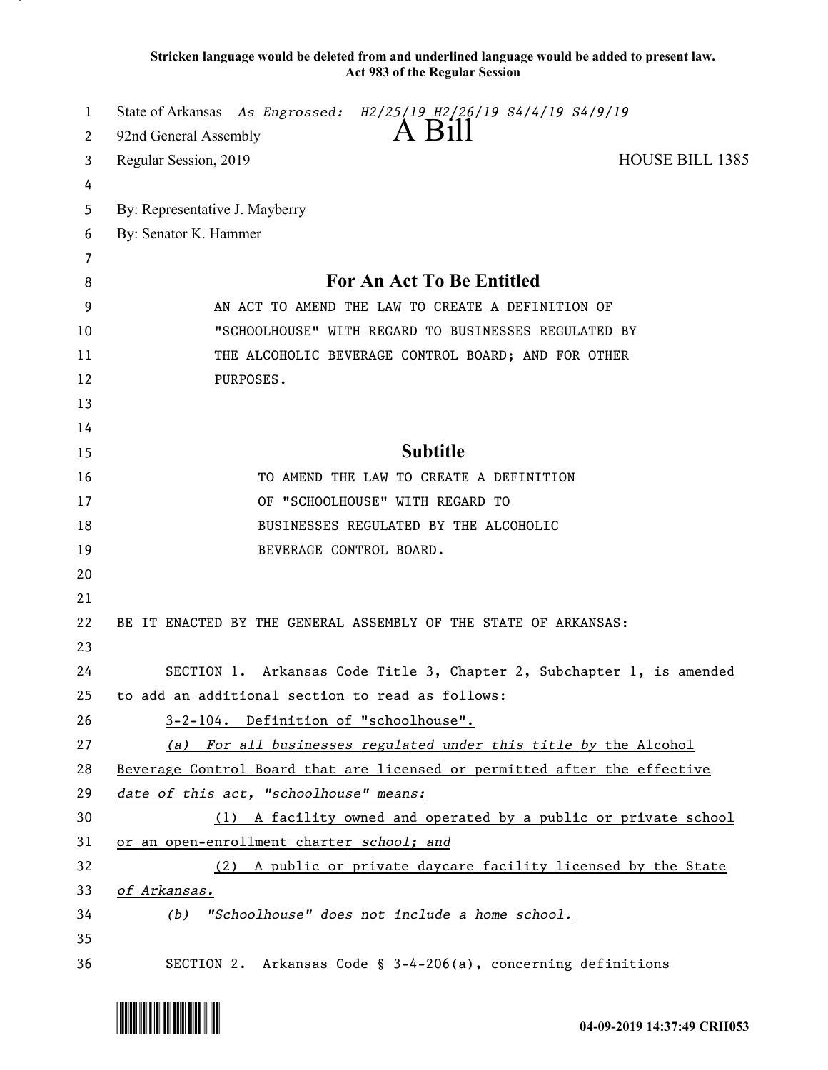**Stricken language would be deleted from and underlined language would be added to present law.**
**Act 983 of the Regular Session**

State of Arkansas *As Engrossed: H2/25/19 H2/26/19 S4/4/19 S4/9/19*
92nd General Assembly

# A Bill

Regular Session, 2019 HOUSE BILL 1385

By: Representative J. Mayberry
By: Senator K. Hammer

## For An Act To Be Entitled

AN ACT TO AMEND THE LAW TO CREATE A DEFINITION OF "SCHOOLHOUSE" WITH REGARD TO BUSINESSES REGULATED BY THE ALCOHOLIC BEVERAGE CONTROL BOARD; AND FOR OTHER PURPOSES.

## Subtitle

TO AMEND THE LAW TO CREATE A DEFINITION OF "SCHOOLHOUSE" WITH REGARD TO BUSINESSES REGULATED BY THE ALCOHOLIC BEVERAGE CONTROL BOARD.

BE IT ENACTED BY THE GENERAL ASSEMBLY OF THE STATE OF ARKANSAS:

SECTION 1. Arkansas Code Title 3, Chapter 2, Subchapter 1, is amended to add an additional section to read as follows:

3-2-104. Definition of "schoolhouse".

*(a) For all businesses regulated under this title by* the Alcohol Beverage Control Board that are licensed or permitted after the effective *date of this act, "schoolhouse" means:*

(1) A facility owned and operated by a public or private school or an open-enrollment charter *school; and*

(2) A public or private daycare facility licensed by the State *of Arkansas.*

*(b) "Schoolhouse" does not include a home school.*

SECTION 2. Arkansas Code § 3-4-206(a), concerning definitions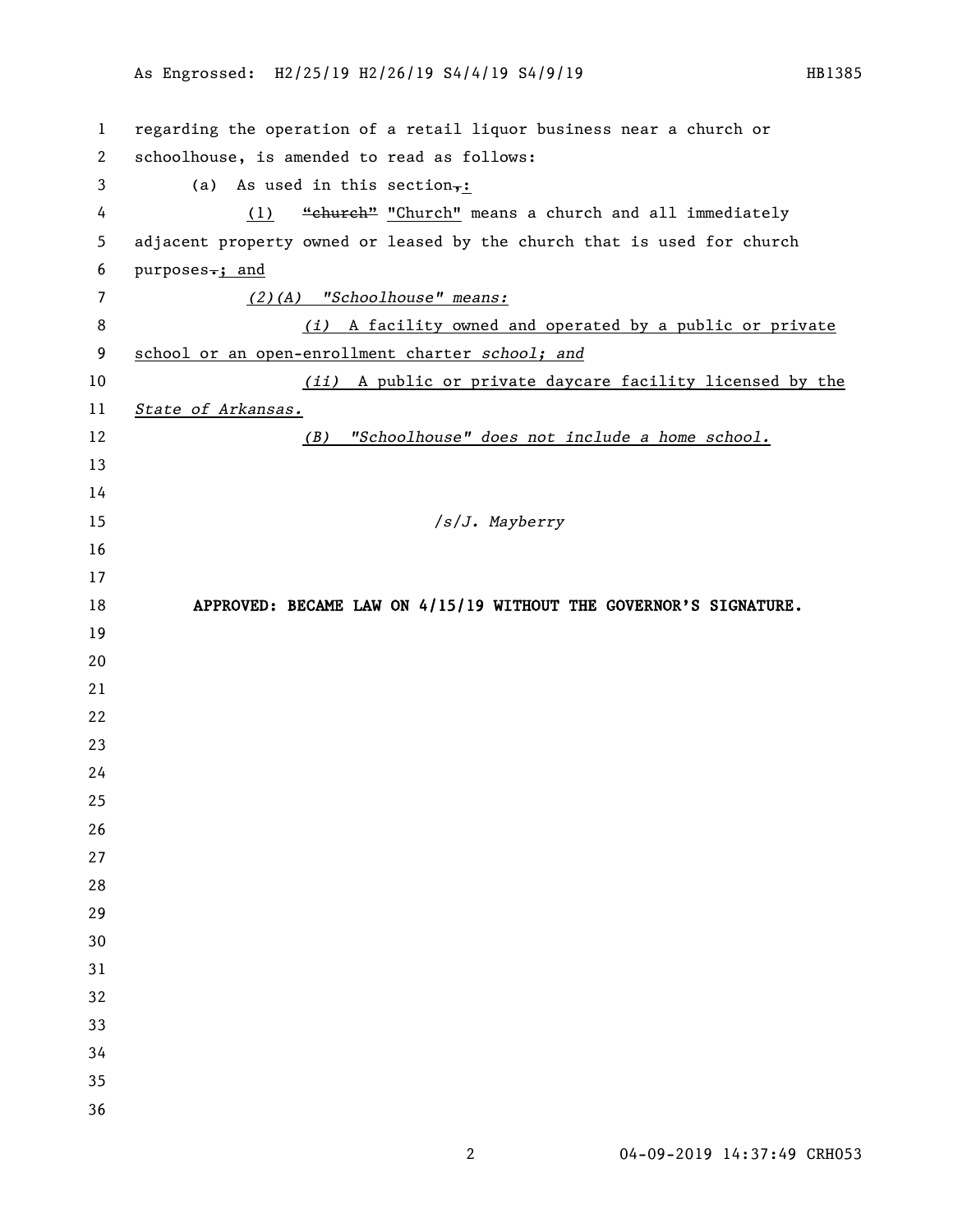regarding the operation of a retail liquor business near a church or schoolhouse, is amended to read as follows:

(a) As used in this section,:

(1) "church" "Church" means a church and all immediately adjacent property owned or leased by the church that is used for church purposes.; and

*(2)(A) "Schoolhouse" means:*

*(i)* A facility owned and operated by a public or private school or an open-enrollment charter *school; and*

*(ii) A public or private daycare facility licensed by the State of Arkansas.*

*(B) "Schoolhouse" does not include a home school.*

*/s/J. Mayberry*

**APPROVED: BECAME LAW ON 4/15/19 WITHOUT THE GOVERNOR'S SIGNATURE.**